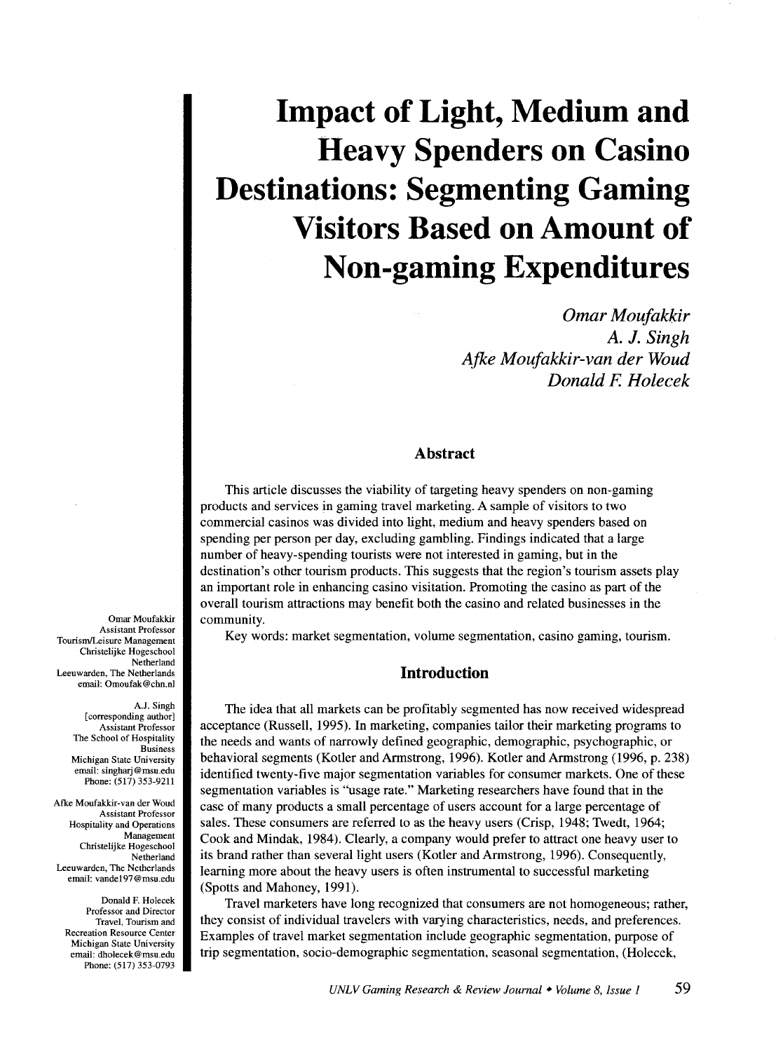# Impact of Light, Medium and Heavy Spenders on Casino Destinations: Segmenting Gaming Visitors Based on Amount of Non-gaming Expenditures

*Omar Moufakkir*
*A. J. Singh*
*Afke Moufakkir-van der Woud*
*Donald F. Holecek*

Omar Moufakkir
Assistant Professor
Tourism/Leisure Management
Christelijke Hogeschool
Netherland
Leeuwarden, The Netherlands
email: Omoufak@chn.nl

A.J. Singh
[corresponding author]
Assistant Professor
The School of Hospitality Business
Michigan State University
email: singharj@msu.edu
Phone: (517) 353-9211

Afke Moufakkir-van der Woud
Assistant Professor
Hospitality and Operations Management
Christelijke Hogeschool
Netherland
Leeuwarden, The Netherlands
email: vandel97@msu.edu

Donald F. Holecek
Professor and Director
Travel, Tourism and Recreation Resource Center
Michigan State University
email: dholecek@msu.edu
Phone: (517) 353-0793

## Abstract

This article discusses the viability of targeting heavy spenders on non-gaming products and services in gaming travel marketing. A sample of visitors to two commercial casinos was divided into light, medium and heavy spenders based on spending per person per day, excluding gambling. Findings indicated that a large number of heavy-spending tourists were not interested in gaming, but in the destination's other tourism products. This suggests that the region's tourism assets play an important role in enhancing casino visitation. Promoting the casino as part of the overall tourism attractions may benefit both the casino and related businesses in the community.

Key words: market segmentation, volume segmentation, casino gaming, tourism.

## Introduction

The idea that all markets can be profitably segmented has now received widespread acceptance (Russell, 1995). In marketing, companies tailor their marketing programs to the needs and wants of narrowly defined geographic, demographic, psychographic, or behavioral segments (Kotler and Armstrong, 1996). Kotler and Armstrong (1996, p. 238) identified twenty-five major segmentation variables for consumer markets. One of these segmentation variables is "usage rate." Marketing researchers have found that in the case of many products a small percentage of users account for a large percentage of sales. These consumers are referred to as the heavy users (Crisp, 1948; Twedt, 1964; Cook and Mindak, 1984). Clearly, a company would prefer to attract one heavy user to its brand rather than several light users (Kotler and Armstrong, 1996). Consequently, learning more about the heavy users is often instrumental to successful marketing (Spotts and Mahoney, 1991).

Travel marketers have long recognized that consumers are not homogeneous; rather, they consist of individual travelers with varying characteristics, needs, and preferences. Examples of travel market segmentation include geographic segmentation, purpose of trip segmentation, socio-demographic segmentation, seasonal segmentation, (Holecek,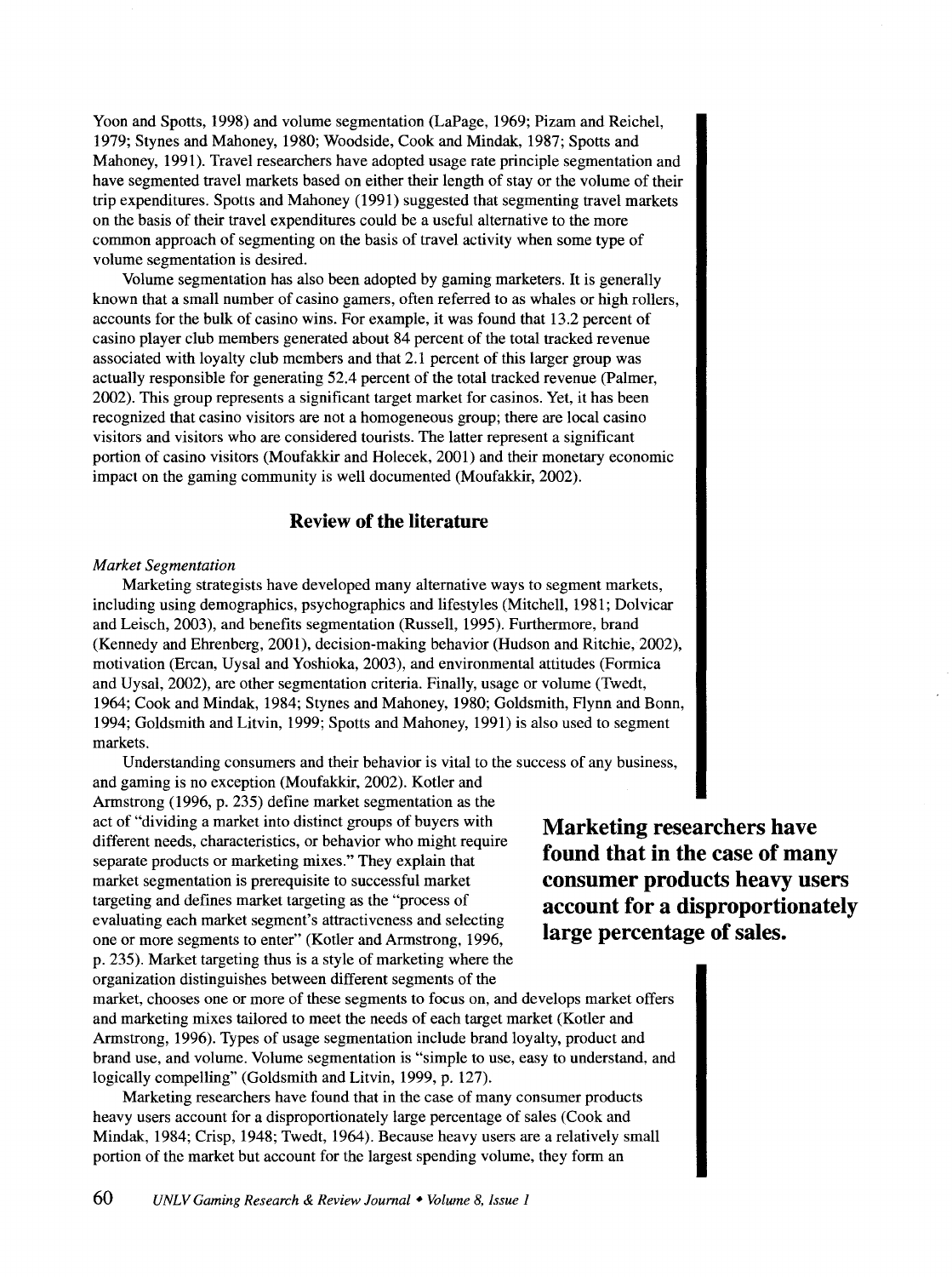Yoon and Spotts, 1998) and volume segmentation (LaPage, 1969; Pizam and Reichel, 1979; Stynes and Mahoney, 1980; Woodside, Cook and Mindak, 1987; Spotts and Mahoney, 1991). Travel researchers have adopted usage rate principle segmentation and have segmented travel markets based on either their length of stay or the volume of their trip expenditures. Spotts and Mahoney (1991) suggested that segmenting travel markets on the basis of their travel expenditures could be a useful alternative to the more common approach of segmenting on the basis of travel activity when some type of volume segmentation is desired.

Volume segmentation has also been adopted by gaming marketers. It is generally known that a small number of casino gamers, often referred to as whales or high rollers, accounts for the bulk of casino wins. For example, it was found that 13.2 percent of casino player club members generated about 84 percent of the total tracked revenue associated with loyalty club members and that 2.1 percent of this larger group was actually responsible for generating 52.4 percent of the total tracked revenue (Palmer, 2002). This group represents a significant target market for casinos. Yet, it has been recognized that casino visitors are not a homogeneous group; there are local casino visitors and visitors who are considered tourists. The latter represent a significant portion of casino visitors (Moufakkir and Holecek, 2001) and their monetary economic impact on the gaming community is well documented (Moufakkir, 2002).

## Review of the literature

*Market Segmentation*

Marketing strategists have developed many alternative ways to segment markets, including using demographics, psychographics and lifestyles (Mitchell, 1981; Dolvicar and Leisch, 2003), and benefits segmentation (Russell, 1995). Furthermore, brand (Kennedy and Ehrenberg, 2001), decision-making behavior (Hudson and Ritchie, 2002), motivation (Ercan, Uysal and Yoshioka, 2003), and environmental attitudes (Formica and Uysal, 2002), are other segmentation criteria. Finally, usage or volume (Twedt, 1964; Cook and Mindak, 1984; Stynes and Mahoney, 1980; Goldsmith, Flynn and Bonn, 1994; Goldsmith and Litvin, 1999; Spotts and Mahoney, 1991) is also used to segment markets.

Understanding consumers and their behavior is vital to the success of any business, and gaming is no exception (Moufakkir, 2002). Kotler and Armstrong (1996, p. 235) define market segmentation as the act of "dividing a market into distinct groups of buyers with different needs, characteristics, or behavior who might require separate products or marketing mixes." They explain that market segmentation is prerequisite to successful market targeting and defines market targeting as the "process of evaluating each market segment's attractiveness and selecting one or more segments to enter" (Kotler and Armstrong, 1996, p. 235). Market targeting thus is a style of marketing where the organization distinguishes between different segments of the market, chooses one or more of these segments to focus on, and develops market offers and marketing mixes tailored to meet the needs of each target market (Kotler and Armstrong, 1996). Types of usage segmentation include brand loyalty, product and brand use, and volume. Volume segmentation is "simple to use, easy to understand, and logically compelling" (Goldsmith and Litvin, 1999, p. 127).

**Marketing researchers have found that in the case of many consumer products heavy users account for a disproportionately large percentage of sales.**

Marketing researchers have found that in the case of many consumer products heavy users account for a disproportionately large percentage of sales (Cook and Mindak, 1984; Crisp, 1948; Twedt, 1964). Because heavy users are a relatively small portion of the market but account for the largest spending volume, they form an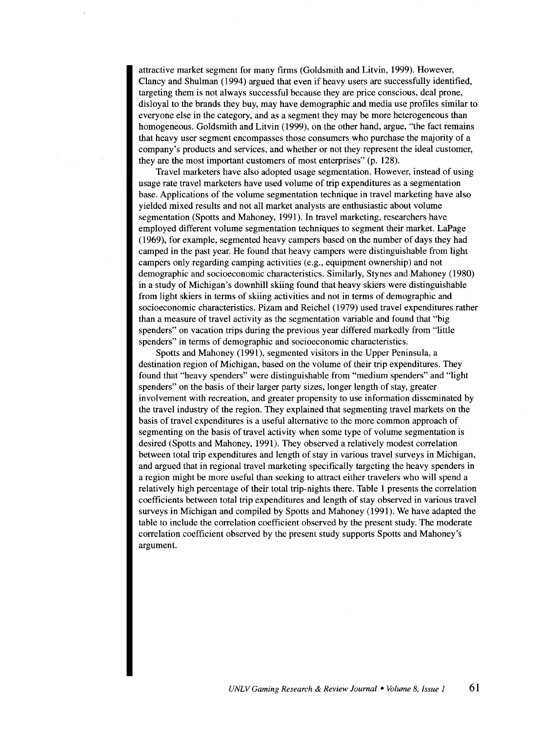attractive market segment for many firms (Goldsmith and Litvin, 1999). However, Clancy and Shulman (1994) argued that even if heavy users are successfully identified, targeting them is not always successful because they are price conscious, deal prone, disloyal to the brands they buy, may have demographic and media use profiles similar to everyone else in the category, and as a segment they may be more heterogeneous than homogeneous. Goldsmith and Litvin (1999), on the other hand, argue, "the fact remains that heavy user segment encompasses those consumers who purchase the majority of a company's products and services, and whether or not they represent the ideal customer, they are the most important customers of most enterprises" (p. 128).

Travel marketers have also adopted usage segmentation. However, instead of using usage rate travel marketers have used volume of trip expenditures as a segmentation base. Applications of the volume segmentation technique in travel marketing have also yielded mixed results and not all market analysts are enthusiastic about volume segmentation (Spotts and Mahoney, 1991). In travel marketing, researchers have employed different volume segmentation techniques to segment their market. LaPage (1969), for example, segmented heavy campers based on the number of days they had camped in the past year. He found that heavy campers were distinguishable from light campers only regarding camping activities (e.g., equipment ownership) and not demographic and socioeconomic characteristics. Similarly, Stynes and Mahoney (1980) in a study of Michigan's downhill skiing found that heavy skiers were distinguishable from light skiers in terms of skiing activities and not in terms of demographic and socioeconomic characteristics. Pizam and Reichel (1979) used travel expenditures rather than a measure of travel activity as the segmentation variable and found that "big spenders" on vacation trips during the previous year differed markedly from "little spenders" in terms of demographic and socioeconomic characteristics.

Spotts and Mahoney (1991), segmented visitors in the Upper Peninsula, a destination region of Michigan, based on the volume of their trip expenditures. They found that "heavy spenders" were distinguishable from "medium spenders" and "light spenders" on the basis of their larger party sizes, longer length of stay, greater involvement with recreation, and greater propensity to use information disseminated by the travel industry of the region. They explained that segmenting travel markets on the basis of travel expenditures is a useful alternative to the more common approach of segmenting on the basis of travel activity when some type of volume segmentation is desired (Spotts and Mahoney, 1991). They observed a relatively modest correlation between total trip expenditures and length of stay in various travel surveys in Michigan, and argued that in regional travel marketing specifically targeting the heavy spenders in a region might be more useful than seeking to attract either travelers who will spend a relatively high percentage of their total trip-nights there. Table 1 presents the correlation coefficients between total trip expenditures and length of stay observed in various travel surveys in Michigan and compiled by Spotts and Mahoney (1991). We have adapted the table to include the correlation coefficient observed by the present study. The moderate correlation coefficient observed by the present study supports Spotts and Mahoney's argument.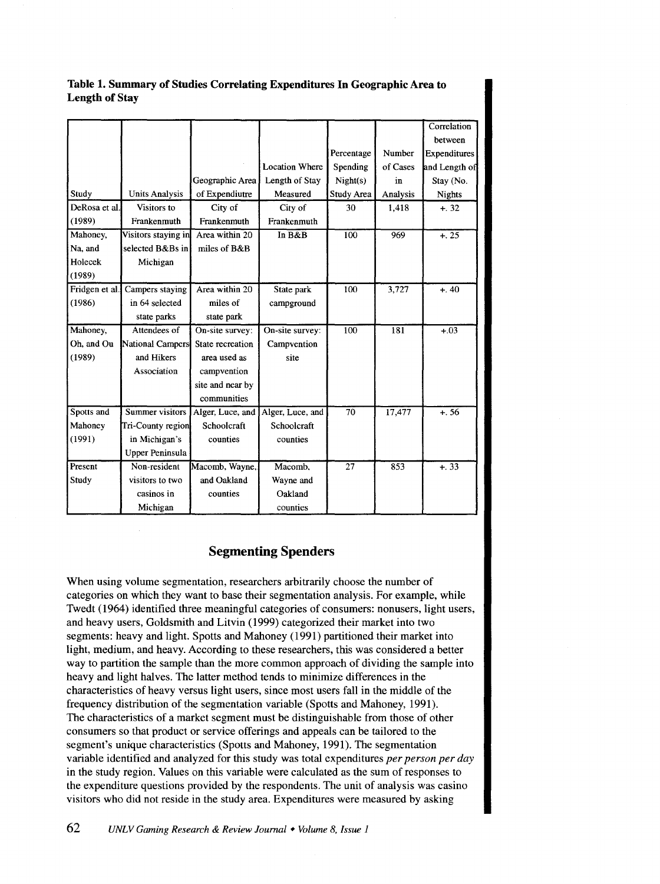**Table 1. Summary of Studies Correlating Expenditures In Geographic Area to Length of Stay**

| Study | Units Analysis | Geographic Area of Expendiutre | Location Where Length of Stay Measured | Percentage Spending Night(s) Study Area | Number of Cases in Analysis | Correlation between Expenditures and Length of Stay (No. Nights |
|---|---|---|---|---|---|---|
| DeRosa et al. (1989) | Visitors to Frankenmuth | City of Frankenmuth | City of Frankenmuth | 30 | 1,418 | +. 32 |
| Mahoney, Na, and Holecek (1989) | Visitors staying in selected B&Bs in Michigan | Area within 20 miles of B&B | In B&B | 100 | 969 | +. 25 |
| Fridgen et al. (1986) | Campers staying in 64 selected state parks | Area within 20 miles of state park | State park campground | 100 | 3,727 | +. 40 |
| Mahoney, Oh, and Ou (1989) | Attendees of National Campers and Hikers Association | On-site survey: State recreation area used as campvention site and near by communities | On-site survey: Campvention site | 100 | 181 | +.03 |
| Spotts and Mahoney (1991) | Summer visitors Tri-County region in Michigan's Upper Peninsula | Alger, Luce, and Schoolcraft counties | Alger, Luce, and Schoolcraft counties | 70 | 17,477 | +. 56 |
| Present Study | Non-resident visitors to two casinos in Michigan | Macomb, Wayne, and Oakland counties | Macomb, Wayne and Oakland counties | 27 | 853 | +. 33 |

## Segmenting Spenders

When using volume segmentation, researchers arbitrarily choose the number of categories on which they want to base their segmentation analysis. For example, while Twedt (1964) identified three meaningful categories of consumers: nonusers, light users, and heavy users, Goldsmith and Litvin (1999) categorized their market into two segments: heavy and light. Spotts and Mahoney (1991) partitioned their market into light, medium, and heavy. According to these researchers, this was considered a better way to partition the sample than the more common approach of dividing the sample into heavy and light halves. The latter method tends to minimize differences in the characteristics of heavy versus light users, since most users fall in the middle of the frequency distribution of the segmentation variable (Spotts and Mahoney, 1991). The characteristics of a market segment must be distinguishable from those of other consumers so that product or service offerings and appeals can be tailored to the segment's unique characteristics (Spotts and Mahoney, 1991). The segmentation variable identified and analyzed for this study was total expenditures *per person per day* in the study region. Values on this variable were calculated as the sum of responses to the expenditure questions provided by the respondents. The unit of analysis was casino visitors who did not reside in the study area. Expenditures were measured by asking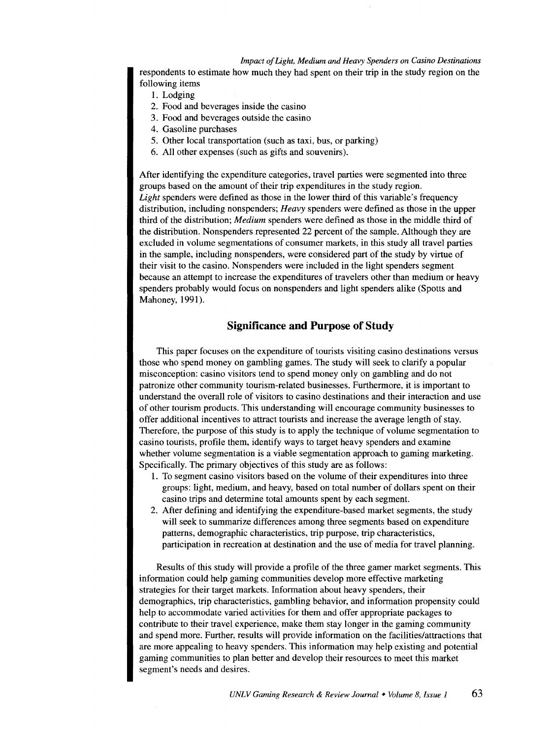respondents to estimate how much they had spent on their trip in the study region on the following items

1. Lodging
2. Food and beverages inside the casino
3. Food and beverages outside the casino
4. Gasoline purchases
5. Other local transportation (such as taxi, bus, or parking)
6. All other expenses (such as gifts and souvenirs).

After identifying the expenditure categories, travel parties were segmented into three groups based on the amount of their trip expenditures in the study region. *Light* spenders were defined as those in the lower third of this variable's frequency distribution, including nonspenders; *Heavy* spenders were defined as those in the upper third of the distribution; *Medium* spenders were defined as those in the middle third of the distribution. Nonspenders represented 22 percent of the sample. Although they are excluded in volume segmentations of consumer markets, in this study all travel parties in the sample, including nonspenders, were considered part of the study by virtue of their visit to the casino. Nonspenders were included in the light spenders segment because an attempt to increase the expenditures of travelers other than medium or heavy spenders probably would focus on nonspenders and light spenders alike (Spotts and Mahoney, 1991).

## Significance and Purpose of Study

This paper focuses on the expenditure of tourists visiting casino destinations versus those who spend money on gambling games. The study will seek to clarify a popular misconception: casino visitors tend to spend money only on gambling and do not patronize other community tourism-related businesses. Furthermore, it is important to understand the overall role of visitors to casino destinations and their interaction and use of other tourism products. This understanding will encourage community businesses to offer additional incentives to attract tourists and increase the average length of stay. Therefore, the purpose of this study is to apply the technique of volume segmentation to casino tourists, profile them, identify ways to target heavy spenders and examine whether volume segmentation is a viable segmentation approach to gaming marketing. Specifically. The primary objectives of this study are as follows:

1. To segment casino visitors based on the volume of their expenditures into three groups: light, medium, and heavy, based on total number of dollars spent on their casino trips and determine total amounts spent by each segment.
2. After defining and identifying the expenditure-based market segments, the study will seek to summarize differences among three segments based on expenditure patterns, demographic characteristics, trip purpose, trip characteristics, participation in recreation at destination and the use of media for travel planning.

Results of this study will provide a profile of the three gamer market segments. This information could help gaming communities develop more effective marketing strategies for their target markets. Information about heavy spenders, their demographics, trip characteristics, gambling behavior, and information propensity could help to accommodate varied activities for them and offer appropriate packages to contribute to their travel experience, make them stay longer in the gaming community and spend more. Further, results will provide information on the facilities/attractions that are more appealing to heavy spenders. This information may help existing and potential gaming communities to plan better and develop their resources to meet this market segment's needs and desires.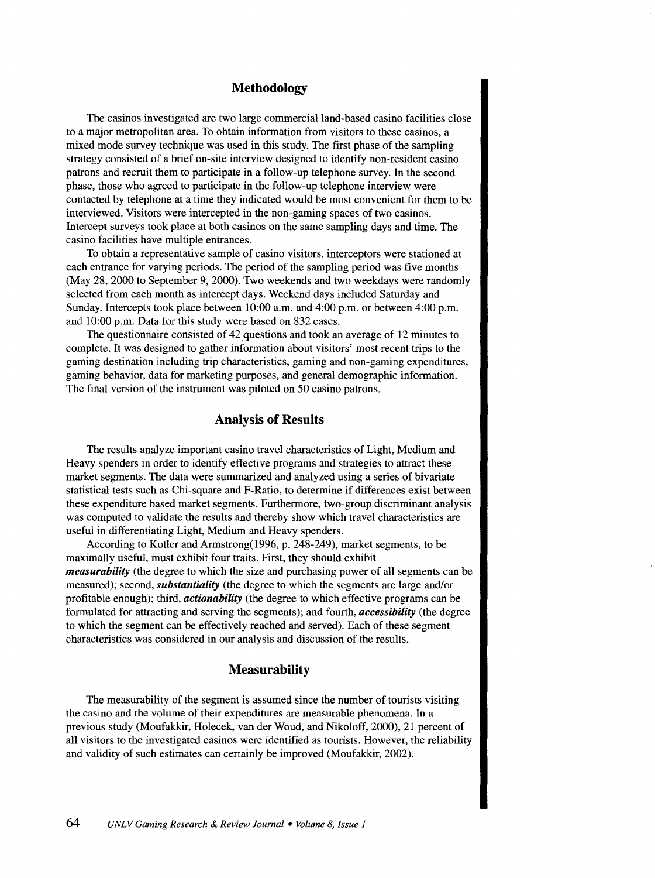## Methodology

The casinos investigated are two large commercial land-based casino facilities close to a major metropolitan area. To obtain information from visitors to these casinos, a mixed mode survey technique was used in this study. The first phase of the sampling strategy consisted of a brief on-site interview designed to identify non-resident casino patrons and recruit them to participate in a follow-up telephone survey. In the second phase, those who agreed to participate in the follow-up telephone interview were contacted by telephone at a time they indicated would be most convenient for them to be interviewed. Visitors were intercepted in the non-gaming spaces of two casinos. Intercept surveys took place at both casinos on the same sampling days and time. The casino facilities have multiple entrances.

To obtain a representative sample of casino visitors, interceptors were stationed at each entrance for varying periods. The period of the sampling period was five months (May 28, 2000 to September 9, 2000). Two weekends and two weekdays were randomly selected from each month as intercept days. Weekend days included Saturday and Sunday. Intercepts took place between 10:00 a.m. and 4:00 p.m. or between 4:00 p.m. and 10:00 p.m. Data for this study were based on 832 cases.

The questionnaire consisted of 42 questions and took an average of 12 minutes to complete. It was designed to gather information about visitors' most recent trips to the gaming destination including trip characteristics, gaming and non-gaming expenditures, gaming behavior, data for marketing purposes, and general demographic information. The final version of the instrument was piloted on 50 casino patrons.

## Analysis of Results

The results analyze important casino travel characteristics of Light, Medium and Heavy spenders in order to identify effective programs and strategies to attract these market segments. The data were summarized and analyzed using a series of bivariate statistical tests such as Chi-square and F-Ratio, to determine if differences exist between these expenditure based market segments. Furthermore, two-group discriminant analysis was computed to validate the results and thereby show which travel characteristics are useful in differentiating Light, Medium and Heavy spenders.

According to Kotler and Armstrong(1996, p. 248-249), market segments, to be maximally useful, must exhibit four traits. First, they should exhibit ***measurability*** (the degree to which the size and purchasing power of all segments can be measured); second, ***substantiality*** (the degree to which the segments are large and/or profitable enough); third, ***actionability*** (the degree to which effective programs can be formulated for attracting and serving the segments); and fourth, ***accessibility*** (the degree to which the segment can be effectively reached and served). Each of these segment characteristics was considered in our analysis and discussion of the results.

## Measurability

The measurability of the segment is assumed since the number of tourists visiting the casino and the volume of their expenditures are measurable phenomena. In a previous study (Moufakkir, Holecek, van der Woud, and Nikoloff, 2000), 21 percent of all visitors to the investigated casinos were identified as tourists. However, the reliability and validity of such estimates can certainly be improved (Moufakkir, 2002).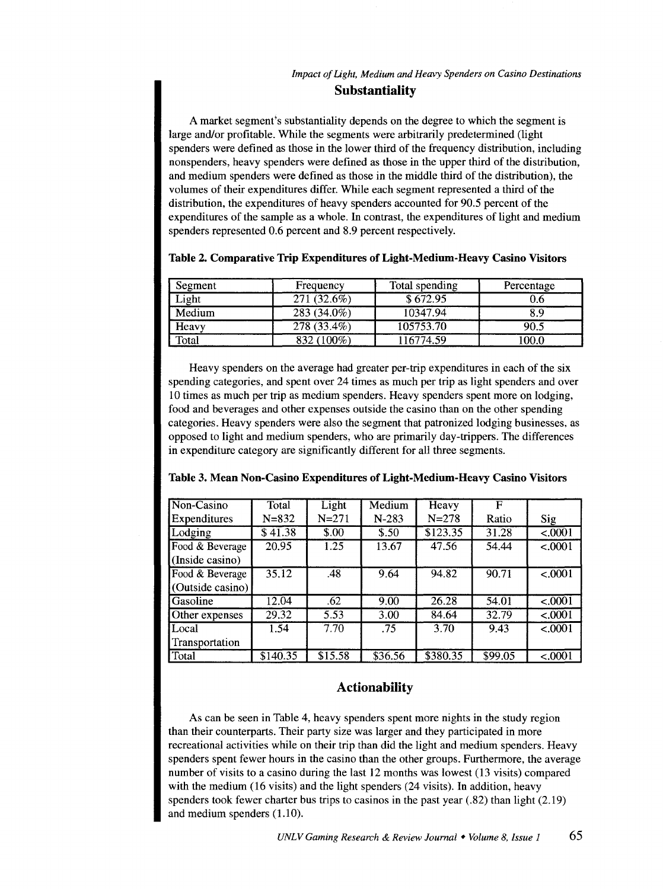## Substantiality

A market segment's substantiality depends on the degree to which the segment is large and/or profitable. While the segments were arbitrarily predetermined (light spenders were defined as those in the lower third of the frequency distribution, including nonspenders, heavy spenders were defined as those in the upper third of the distribution, and medium spenders were defined as those in the middle third of the distribution), the volumes of their expenditures differ. While each segment represented a third of the distribution, the expenditures of heavy spenders accounted for 90.5 percent of the expenditures of the sample as a whole. In contrast, the expenditures of light and medium spenders represented 0.6 percent and 8.9 percent respectively.

**Table 2. Comparative Trip Expenditures of Light-Medium-Heavy Casino Visitors**

| Segment | Frequency | Total spending | Percentage |
|---|---|---|---|
| Light | 271 (32.6%) | $ 672.95 | 0.6 |
| Medium | 283 (34.0%) | 10347.94 | 8.9 |
| Heavy | 278 (33.4%) | 105753.70 | 90.5 |
| Total | 832 (100%) | 116774.59 | 100.0 |

Heavy spenders on the average had greater per-trip expenditures in each of the six spending categories, and spent over 24 times as much per trip as light spenders and over 10 times as much per trip as medium spenders. Heavy spenders spent more on lodging, food and beverages and other expenses outside the casino than on the other spending categories. Heavy spenders were also the segment that patronized lodging businesses, as opposed to light and medium spenders, who are primarily day-trippers. The differences in expenditure category are significantly different for all three segments.

**Table 3. Mean Non-Casino Expenditures of Light-Medium-Heavy Casino Visitors**

| Non-Casino Expenditures | Total N=832 | Light N=271 | Medium N-283 | Heavy N=278 | F Ratio | Sig |
|---|---|---|---|---|---|---|
| Lodging | $ 41.38 | $.00 | $.50 | $123.35 | 31.28 | <.0001 |
| Food & Beverage (Inside casino) | 20.95 | 1.25 | 13.67 | 47.56 | 54.44 | <.0001 |
| Food & Beverage (Outside casino) | 35.12 | .48 | 9.64 | 94.82 | 90.71 | <.0001 |
| Gasoline | 12.04 | .62 | 9.00 | 26.28 | 54.01 | <.0001 |
| Other expenses | 29.32 | 5.53 | 3.00 | 84.64 | 32.79 | <.0001 |
| Local Transportation | 1.54 | 7.70 | .75 | 3.70 | 9.43 | <.0001 |
| Total | $140.35 | $15.58 | $36.56 | $380.35 | $99.05 | <.0001 |

## Actionability

As can be seen in Table 4, heavy spenders spent more nights in the study region than their counterparts. Their party size was larger and they participated in more recreational activities while on their trip than did the light and medium spenders. Heavy spenders spent fewer hours in the casino than the other groups. Furthermore, the average number of visits to a casino during the last 12 months was lowest (13 visits) compared with the medium (16 visits) and the light spenders (24 visits). In addition, heavy spenders took fewer charter bus trips to casinos in the past year (.82) than light (2.19) and medium spenders (1.10).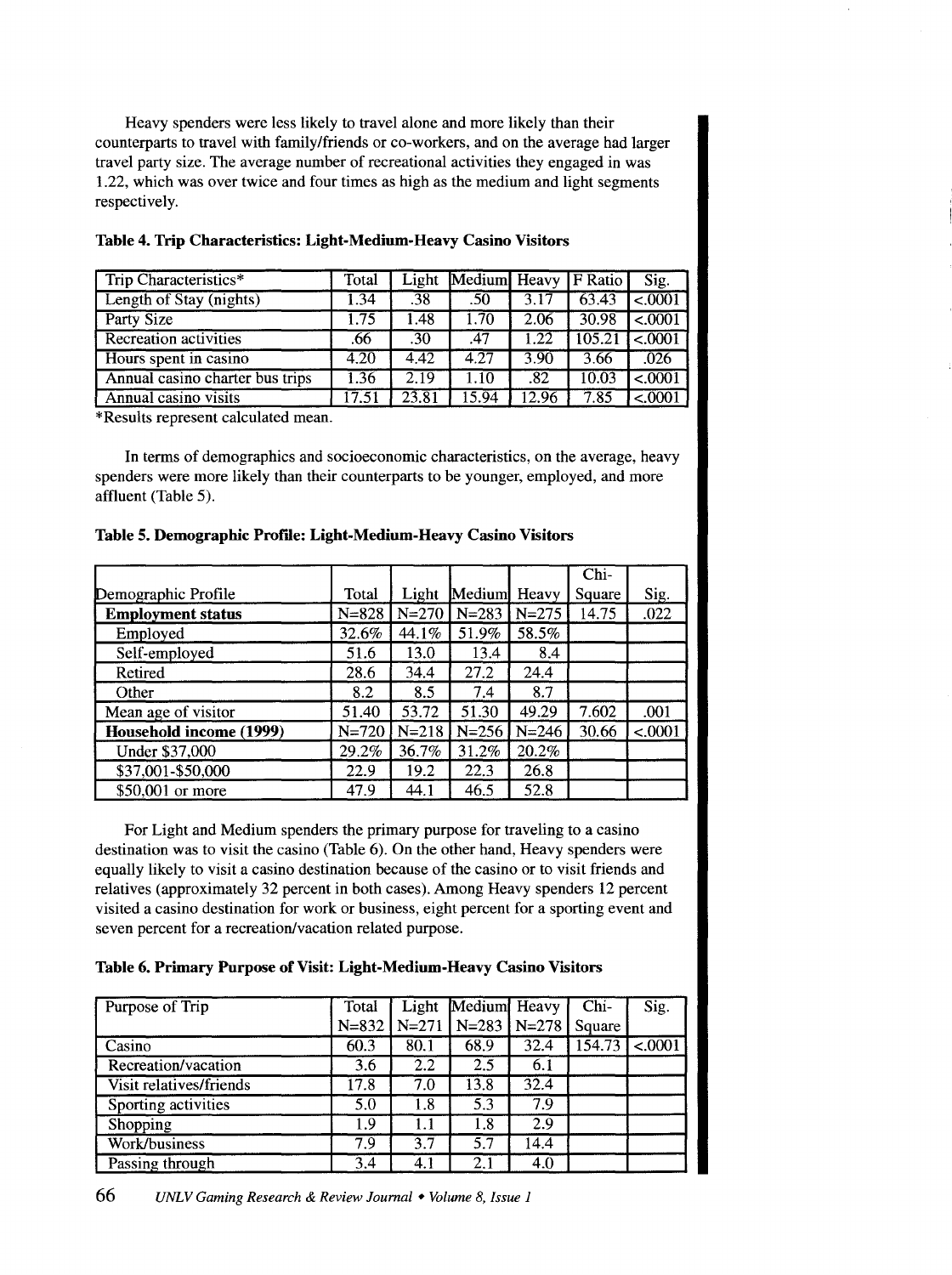Heavy spenders were less likely to travel alone and more likely than their counterparts to travel with family/friends or co-workers, and on the average had larger travel party size. The average number of recreational activities they engaged in was 1.22, which was over twice and four times as high as the medium and light segments respectively.

**Table 4. Trip Characteristics: Light-Medium-Heavy Casino Visitors**

| Trip Characteristics* | Total | Light | Medium | Heavy | F Ratio | Sig. |
|---|---|---|---|---|---|---|
| Length of Stay (nights) | 1.34 | .38 | .50 | 3.17 | 63.43 | <.0001 |
| Party Size | 1.75 | 1.48 | 1.70 | 2.06 | 30.98 | <.0001 |
| Recreation activities | .66 | .30 | .47 | 1.22 | 105.21 | <.0001 |
| Hours spent in casino | 4.20 | 4.42 | 4.27 | 3.90 | 3.66 | .026 |
| Annual casino charter bus trips | 1.36 | 2.19 | 1.10 | .82 | 10.03 | <.0001 |
| Annual casino visits | 17.51 | 23.81 | 15.94 | 12.96 | 7.85 | <.0001 |

*Results represent calculated mean.

In terms of demographics and socioeconomic characteristics, on the average, heavy spenders were more likely than their counterparts to be younger, employed, and more affluent (Table 5).

**Table 5. Demographic Profile: Light-Medium-Heavy Casino Visitors**

| Demographic Profile | Total | Light | Medium | Heavy | Chi-Square | Sig. |
|---|---|---|---|---|---|---|
| **Employment status** | N=828 | N=270 | N=283 | N=275 | 14.75 | .022 |
| Employed | 32.6% | 44.1% | 51.9% | 58.5% | | |
| Self-employed | 51.6 | 13.0 | 13.4 | 8.4 | | |
| Retired | 28.6 | 34.4 | 27.2 | 24.4 | | |
| Other | 8.2 | 8.5 | 7.4 | 8.7 | | |
| Mean age of visitor | 51.40 | 53.72 | 51.30 | 49.29 | 7.602 | .001 |
| **Household income (1999)** | N=720 | N=218 | N=256 | N=246 | 30.66 | <.0001 |
| Under $37,000 | 29.2% | 36.7% | 31.2% | 20.2% | | |
| $37,001-$50,000 | 22.9 | 19.2 | 22.3 | 26.8 | | |
| $50,001 or more | 47.9 | 44.1 | 46.5 | 52.8 | | |

For Light and Medium spenders the primary purpose for traveling to a casino destination was to visit the casino (Table 6). On the other hand, Heavy spenders were equally likely to visit a casino destination because of the casino or to visit friends and relatives (approximately 32 percent in both cases). Among Heavy spenders 12 percent visited a casino destination for work or business, eight percent for a sporting event and seven percent for a recreation/vacation related purpose.

**Table 6. Primary Purpose of Visit: Light-Medium-Heavy Casino Visitors**

| Purpose of Trip | Total N=832 | Light N=271 | Medium N=283 | Heavy N=278 | Chi-Square | Sig. |
|---|---|---|---|---|---|---|
| Casino | 60.3 | 80.1 | 68.9 | 32.4 | 154.73 | <.0001 |
| Recreation/vacation | 3.6 | 2.2 | 2.5 | 6.1 | | |
| Visit relatives/friends | 17.8 | 7.0 | 13.8 | 32.4 | | |
| Sporting activities | 5.0 | 1.8 | 5.3 | 7.9 | | |
| Shopping | 1.9 | 1.1 | 1.8 | 2.9 | | |
| Work/business | 7.9 | 3.7 | 5.7 | 14.4 | | |
| Passing through | 3.4 | 4.1 | 2.1 | 4.0 | | |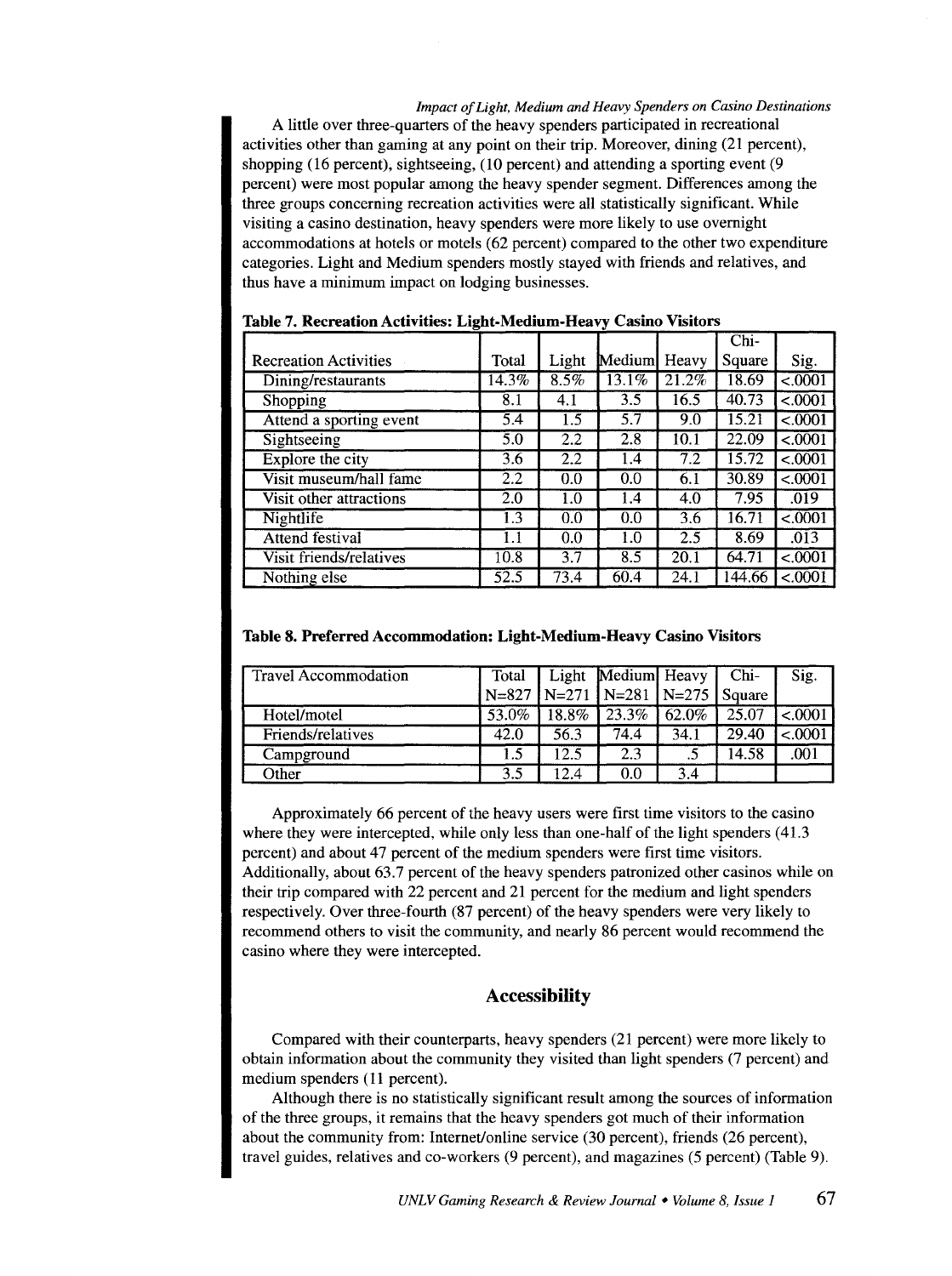A little over three-quarters of the heavy spenders participated in recreational activities other than gaming at any point on their trip. Moreover, dining (21 percent), shopping (16 percent), sightseeing, (10 percent) and attending a sporting event (9 percent) were most popular among the heavy spender segment. Differences among the three groups concerning recreation activities were all statistically significant. While visiting a casino destination, heavy spenders were more likely to use overnight accommodations at hotels or motels (62 percent) compared to the other two expenditure categories. Light and Medium spenders mostly stayed with friends and relatives, and thus have a minimum impact on lodging businesses.

**Table 7. Recreation Activities: Light-Medium-Heavy Casino Visitors**

| Recreation Activities | Total | Light | Medium | Heavy | Chi-Square | Sig. |
|---|---|---|---|---|---|---|
| Dining/restaurants | 14.3% | 8.5% | 13.1% | 21.2% | 18.69 | <.0001 |
| Shopping | 8.1 | 4.1 | 3.5 | 16.5 | 40.73 | <.0001 |
| Attend a sporting event | 5.4 | 1.5 | 5.7 | 9.0 | 15.21 | <.0001 |
| Sightseeing | 5.0 | 2.2 | 2.8 | 10.1 | 22.09 | <.0001 |
| Explore the city | 3.6 | 2.2 | 1.4 | 7.2 | 15.72 | <.0001 |
| Visit museum/hall fame | 2.2 | 0.0 | 0.0 | 6.1 | 30.89 | <.0001 |
| Visit other attractions | 2.0 | 1.0 | 1.4 | 4.0 | 7.95 | .019 |
| Nightlife | 1.3 | 0.0 | 0.0 | 3.6 | 16.71 | <.0001 |
| Attend festival | 1.1 | 0.0 | 1.0 | 2.5 | 8.69 | .013 |
| Visit friends/relatives | 10.8 | 3.7 | 8.5 | 20.1 | 64.71 | <.0001 |
| Nothing else | 52.5 | 73.4 | 60.4 | 24.1 | 144.66 | <.0001 |

**Table 8. Preferred Accommodation: Light-Medium-Heavy Casino Visitors**

| Travel Accommodation | Total N=827 | Light N=271 | Medium N=281 | Heavy N=275 | Chi-Square | Sig. |
|---|---|---|---|---|---|---|
| Hotel/motel | 53.0% | 18.8% | 23.3% | 62.0% | 25.07 | <.0001 |
| Friends/relatives | 42.0 | 56.3 | 74.4 | 34.1 | 29.40 | <.0001 |
| Campground | 1.5 | 12.5 | 2.3 | .5 | 14.58 | .001 |
| Other | 3.5 | 12.4 | 0.0 | 3.4 | | |

Approximately 66 percent of the heavy users were first time visitors to the casino where they were intercepted, while only less than one-half of the light spenders (41.3 percent) and about 47 percent of the medium spenders were first time visitors. Additionally, about 63.7 percent of the heavy spenders patronized other casinos while on their trip compared with 22 percent and 21 percent for the medium and light spenders respectively. Over three-fourth (87 percent) of the heavy spenders were very likely to recommend others to visit the community, and nearly 86 percent would recommend the casino where they were intercepted.

## Accessibility

Compared with their counterparts, heavy spenders (21 percent) were more likely to obtain information about the community they visited than light spenders (7 percent) and medium spenders (11 percent).

Although there is no statistically significant result among the sources of information of the three groups, it remains that the heavy spenders got much of their information about the community from: Internet/online service (30 percent), friends (26 percent), travel guides, relatives and co-workers (9 percent), and magazines (5 percent) (Table 9).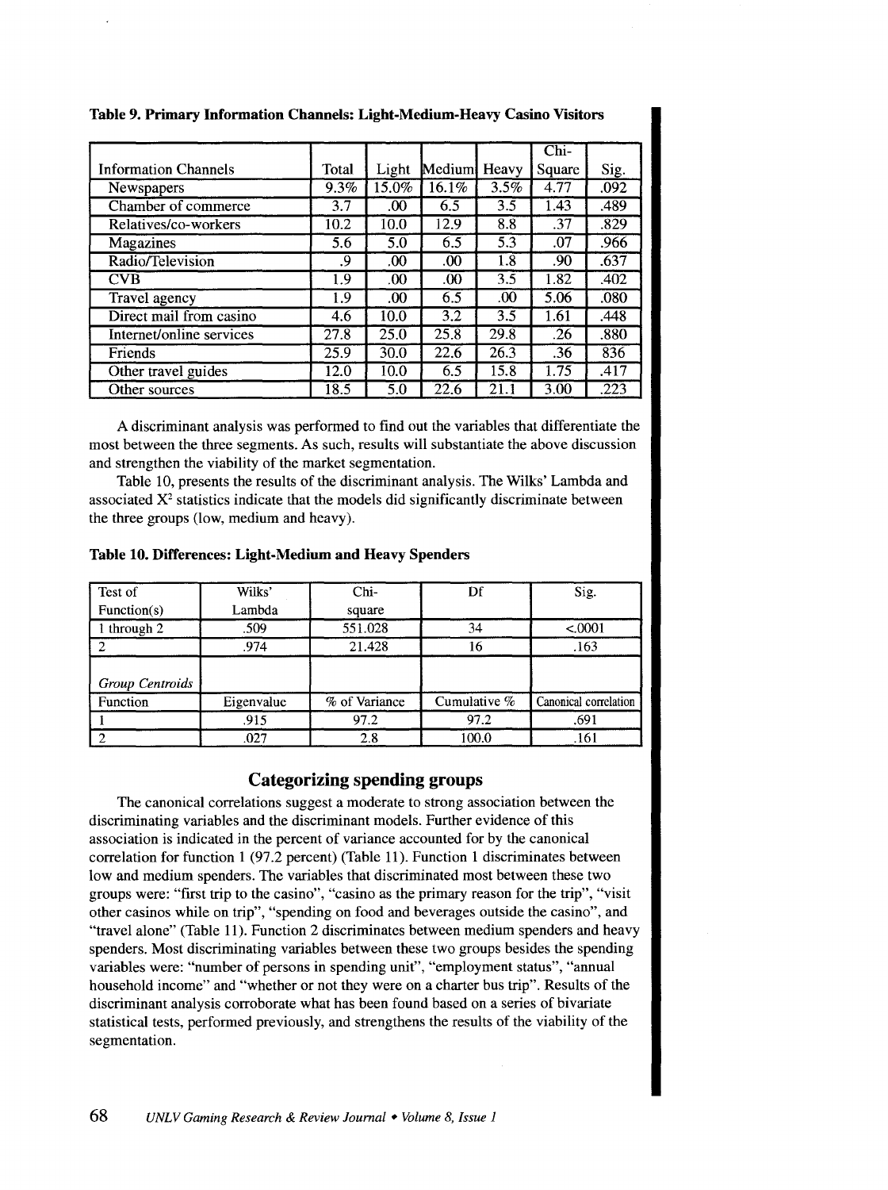**Table 9. Primary Information Channels: Light-Medium-Heavy Casino Visitors**

| Information Channels | Total | Light | Medium | Heavy | Chi-Square | Sig. |
|---|---|---|---|---|---|---|
| Newspapers | 9.3% | 15.0% | 16.1% | 3.5% | 4.77 | .092 |
| Chamber of commerce | 3.7 | .00 | 6.5 | 3.5 | 1.43 | .489 |
| Relatives/co-workers | 10.2 | 10.0 | 12.9 | 8.8 | .37 | .829 |
| Magazines | 5.6 | 5.0 | 6.5 | 5.3 | .07 | .966 |
| Radio/Television | .9 | .00 | .00 | 1.8 | .90 | .637 |
| CVB | 1.9 | .00 | .00 | 3.5 | 1.82 | .402 |
| Travel agency | 1.9 | .00 | 6.5 | .00 | 5.06 | .080 |
| Direct mail from casino | 4.6 | 10.0 | 3.2 | 3.5 | 1.61 | .448 |
| Internet/online services | 27.8 | 25.0 | 25.8 | 29.8 | .26 | .880 |
| Friends | 25.9 | 30.0 | 22.6 | 26.3 | .36 | 836 |
| Other travel guides | 12.0 | 10.0 | 6.5 | 15.8 | 1.75 | .417 |
| Other sources | 18.5 | 5.0 | 22.6 | 21.1 | 3.00 | .223 |

A discriminant analysis was performed to find out the variables that differentiate the most between the three segments. As such, results will substantiate the above discussion and strengthen the viability of the market segmentation.

Table 10, presents the results of the discriminant analysis. The Wilks' Lambda and associated $X^2$ statistics indicate that the models did significantly discriminate between the three groups (low, medium and heavy).

**Table 10. Differences: Light-Medium and Heavy Spenders**

| Test of Function(s) | Wilks' Lambda | Chi-square | Df | Sig. |
|---|---|---|---|---|
| 1 through 2 | .509 | 551.028 | 34 | <.0001 |
| 2 | .974 | 21.428 | 16 | .163 |
| *Group Centroids* | | | | |
| Function | Eigenvalue | % of Variance | Cumulative % | Canonical correlation |
| 1 | .915 | 97.2 | 97.2 | .691 |
| 2 | .027 | 2.8 | 100.0 | .161 |

## Categorizing spending groups

The canonical correlations suggest a moderate to strong association between the discriminating variables and the discriminant models. Further evidence of this association is indicated in the percent of variance accounted for by the canonical correlation for function 1 (97.2 percent) (Table 11). Function 1 discriminates between low and medium spenders. The variables that discriminated most between these two groups were: "first trip to the casino", "casino as the primary reason for the trip", "visit other casinos while on trip", "spending on food and beverages outside the casino", and "travel alone" (Table 11). Function 2 discriminates between medium spenders and heavy spenders. Most discriminating variables between these two groups besides the spending variables were: "number of persons in spending unit", "employment status", "annual household income" and "whether or not they were on a charter bus trip". Results of the discriminant analysis corroborate what has been found based on a series of bivariate statistical tests, performed previously, and strengthens the results of the viability of the segmentation.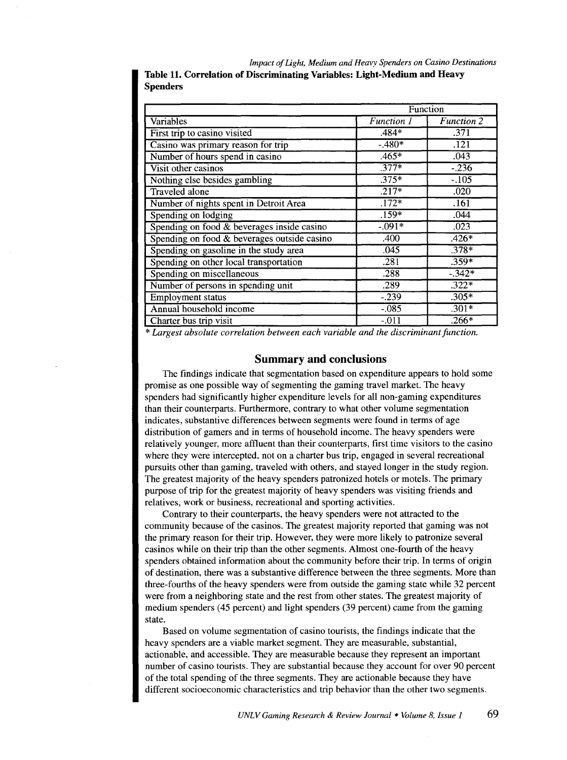**Table 11. Correlation of Discriminating Variables: Light-Medium and Heavy Spenders**

| | Function | |
|---|---|---|
| Variables | *Function 1* | *Function 2* |
| First trip to casino visited | .484* | .371 |
| Casino was primary reason for trip | -.480* | .121 |
| Number of hours spend in casino | .465* | .043 |
| Visit other casinos | .377* | -.236 |
| Nothing else besides gambling | .375* | -.105 |
| Traveled alone | .217* | .020 |
| Number of nights spent in Detroit Area | .172* | .161 |
| Spending on lodging | .159* | .044 |
| Spending on food & beverages inside casino | -.091* | .023 |
| Spending on food & beverages outside casino | .400 | .426* |
| Spending on gasoline in the study area | .045 | .378* |
| Spending on other local transportation | .281 | .359* |
| Spending on miscellaneous | .288 | -.342* |
| Number of persons in spending unit | .289 | .322* |
| Employment status | -.239 | .305* |
| Annual household income | -.085 | .301* |
| Charter bus trip visit | -.011 | .266* |

*\* Largest absolute correlation between each variable and the discriminant function.*

## Summary and conclusions

The findings indicate that segmentation based on expenditure appears to hold some promise as one possible way of segmenting the gaming travel market. The heavy spenders had significantly higher expenditure levels for all non-gaming expenditures than their counterparts. Furthermore, contrary to what other volume segmentation indicates, substantive differences between segments were found in terms of age distribution of gamers and in terms of household income. The heavy spenders were relatively younger, more affluent than their counterparts, first time visitors to the casino where they were intercepted, not on a charter bus trip, engaged in several recreational pursuits other than gaming, traveled with others, and stayed longer in the study region. The greatest majority of the heavy spenders patronized hotels or motels. The primary purpose of trip for the greatest majority of heavy spenders was visiting friends and relatives, work or business, recreational and sporting activities.

Contrary to their counterparts, the heavy spenders were not attracted to the community because of the casinos. The greatest majority reported that gaming was not the primary reason for their trip. However, they were more likely to patronize several casinos while on their trip than the other segments. Almost one-fourth of the heavy spenders obtained information about the community before their trip. In terms of origin of destination, there was a substantive difference between the three segments. More than three-fourths of the heavy spenders were from outside the gaming state while 32 percent were from a neighboring state and the rest from other states. The greatest majority of medium spenders (45 percent) and light spenders (39 percent) came from the gaming state.

Based on volume segmentation of casino tourists, the findings indicate that the heavy spenders are a viable market segment. They are measurable, substantial, actionable, and accessible. They are measurable because they represent an important number of casino tourists. They are substantial because they account for over 90 percent of the total spending of the three segments. They are actionable because they have different socioeconomic characteristics and trip behavior than the other two segments.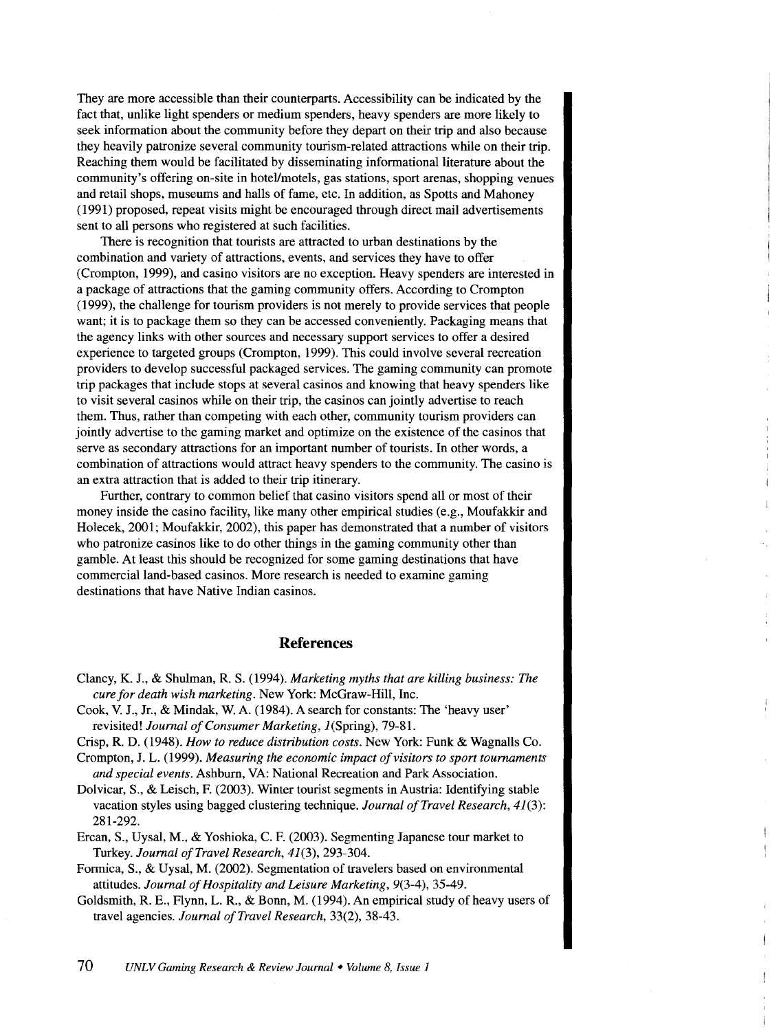They are more accessible than their counterparts. Accessibility can be indicated by the fact that, unlike light spenders or medium spenders, heavy spenders are more likely to seek information about the community before they depart on their trip and also because they heavily patronize several community tourism-related attractions while on their trip. Reaching them would be facilitated by disseminating informational literature about the community's offering on-site in hotel/motels, gas stations, sport arenas, shopping venues and retail shops, museums and halls of fame, etc. In addition, as Spotts and Mahoney (1991) proposed, repeat visits might be encouraged through direct mail advertisements sent to all persons who registered at such facilities.

There is recognition that tourists are attracted to urban destinations by the combination and variety of attractions, events, and services they have to offer (Crompton, 1999), and casino visitors are no exception. Heavy spenders are interested in a package of attractions that the gaming community offers. According to Crompton (1999), the challenge for tourism providers is not merely to provide services that people want; it is to package them so they can be accessed conveniently. Packaging means that the agency links with other sources and necessary support services to offer a desired experience to targeted groups (Crompton, 1999). This could involve several recreation providers to develop successful packaged services. The gaming community can promote trip packages that include stops at several casinos and knowing that heavy spenders like to visit several casinos while on their trip, the casinos can jointly advertise to reach them. Thus, rather than competing with each other, community tourism providers can jointly advertise to the gaming market and optimize on the existence of the casinos that serve as secondary attractions for an important number of tourists. In other words, a combination of attractions would attract heavy spenders to the community. The casino is an extra attraction that is added to their trip itinerary.

Further, contrary to common belief that casino visitors spend all or most of their money inside the casino facility, like many other empirical studies (e.g., Moufakkir and Holecek, 2001; Moufakkir, 2002), this paper has demonstrated that a number of visitors who patronize casinos like to do other things in the gaming community other than gamble. At least this should be recognized for some gaming destinations that have commercial land-based casinos. More research is needed to examine gaming destinations that have Native Indian casinos.

## References

Clancy, K. J., & Shulman, R. S. (1994). *Marketing myths that are killing business: The cure for death wish marketing*. New York: McGraw-Hill, Inc.

Cook, V. J., Jr., & Mindak, W. A. (1984). A search for constants: The 'heavy user' revisited! *Journal of Consumer Marketing, 1*(Spring), 79-81.

Crisp, R. D. (1948). *How to reduce distribution costs*. New York: Funk & Wagnalls Co.

Crompton, J. L. (1999). *Measuring the economic impact of visitors to sport tournaments and special events*. Ashburn, VA: National Recreation and Park Association.

Dolvicar, S., & Leisch, F. (2003). Winter tourist segments in Austria: Identifying stable vacation styles using bagged clustering technique. *Journal of Travel Research, 41*(3): 281-292.

Ercan, S., Uysal, M., & Yoshioka, C. F. (2003). Segmenting Japanese tour market to Turkey. *Journal of Travel Research, 41*(3), 293-304.

Formica, S., & Uysal, M. (2002). Segmentation of travelers based on environmental attitudes. *Journal of Hospitality and Leisure Marketing, 9*(3-4), 35-49.

Goldsmith, R. E., Flynn, L. R., & Bonn, M. (1994). An empirical study of heavy users of travel agencies. *Journal of Travel Research*, 33(2), 38-43.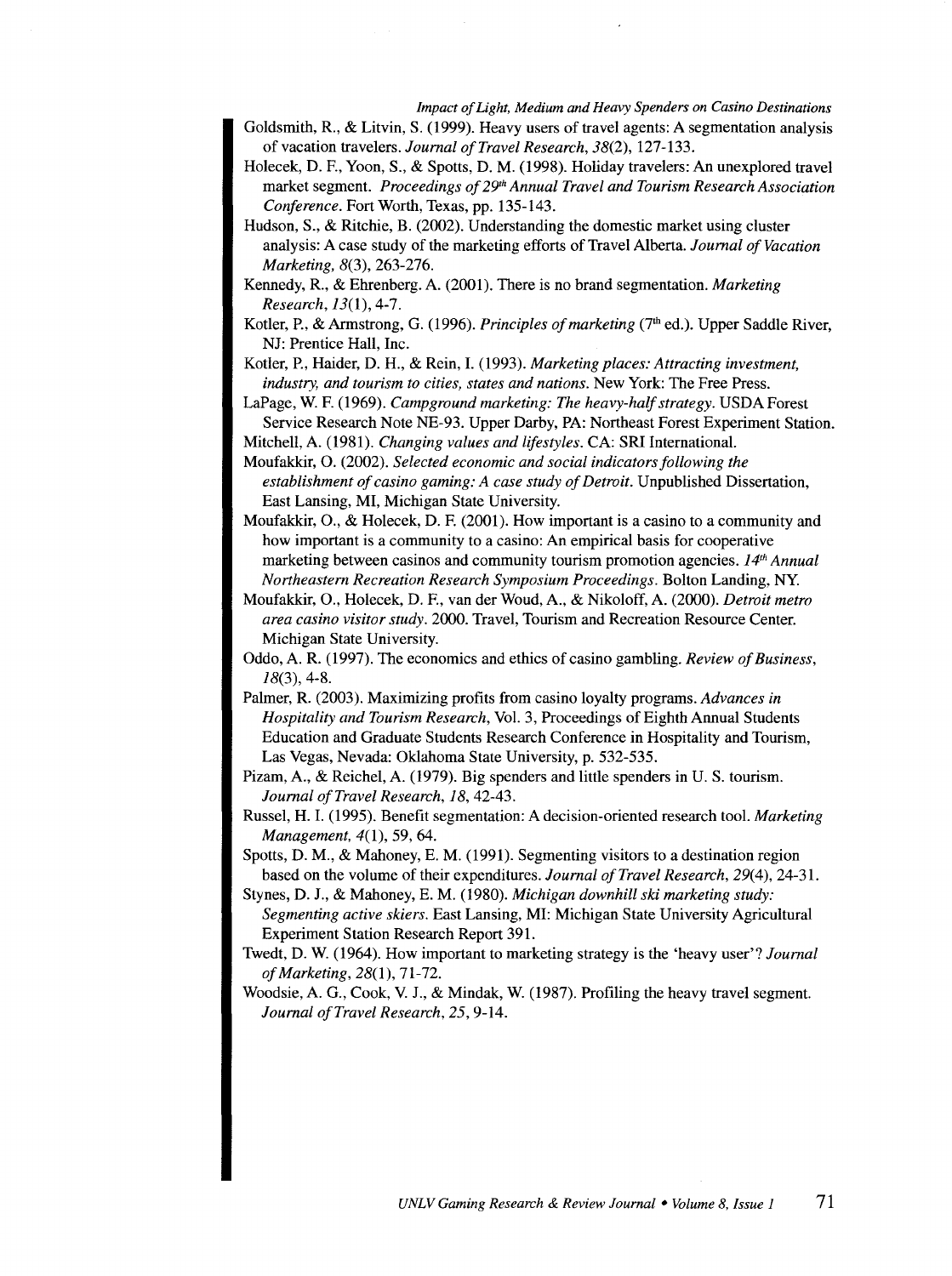Goldsmith, R., & Litvin, S. (1999). Heavy users of travel agents: A segmentation analysis of vacation travelers. *Journal of Travel Research, 38*(2), 127-133.

Holecek, D. F., Yoon, S., & Spotts, D. M. (1998). Holiday travelers: An unexplored travel market segment. *Proceedings of 29th Annual Travel and Tourism Research Association Conference*. Fort Worth, Texas, pp. 135-143.

Hudson, S., & Ritchie, B. (2002). Understanding the domestic market using cluster analysis: A case study of the marketing efforts of Travel Alberta. *Journal of Vacation Marketing, 8*(3), 263-276.

Kennedy, R., & Ehrenberg. A. (2001). There is no brand segmentation. *Marketing Research, 13*(1), 4-7.

Kotler, P., & Armstrong, G. (1996). *Principles of marketing* (7th ed.). Upper Saddle River, NJ: Prentice Hall, Inc.

Kotler, P., Haider, D. H., & Rein, I. (1993). *Marketing places: Attracting investment, industry, and tourism to cities, states and nations*. New York: The Free Press.

LaPage, W. F. (1969). *Campground marketing: The heavy-half strategy*. USDA Forest Service Research Note NE-93. Upper Darby, PA: Northeast Forest Experiment Station.

Mitchell, A. (1981). *Changing values and lifestyles*. CA: SRI International.

Moufakkir, O. (2002). *Selected economic and social indicators following the establishment of casino gaming: A case study of Detroit*. Unpublished Dissertation, East Lansing, MI, Michigan State University.

Moufakkir, O., & Holecek, D. F. (2001). How important is a casino to a community and how important is a community to a casino: An empirical basis for cooperative marketing between casinos and community tourism promotion agencies. *14th Annual Northeastern Recreation Research Symposium Proceedings*. Bolton Landing, NY.

Moufakkir, O., Holecek, D. F., van der Woud, A., & Nikoloff, A. (2000). *Detroit metro area casino visitor study*. 2000. Travel, Tourism and Recreation Resource Center, Michigan State University.

Oddo, A. R. (1997). The economics and ethics of casino gambling. *Review of Business, 18*(3), 4-8.

Palmer, R. (2003). Maximizing profits from casino loyalty programs. *Advances in Hospitality and Tourism Research*, Vol. 3, Proceedings of Eighth Annual Students Education and Graduate Students Research Conference in Hospitality and Tourism, Las Vegas, Nevada: Oklahoma State University, p. 532-535.

Pizam, A., & Reichel, A. (1979). Big spenders and little spenders in U. S. tourism. *Journal of Travel Research, 18*, 42-43.

Russel, H. I. (1995). Benefit segmentation: A decision-oriented research tool. *Marketing Management, 4*(1), 59, 64.

Spotts, D. M., & Mahoney, E. M. (1991). Segmenting visitors to a destination region based on the volume of their expenditures. *Journal of Travel Research, 29*(4), 24-31.

Stynes, D. J., & Mahoney, E. M. (1980). *Michigan downhill ski marketing study: Segmenting active skiers*. East Lansing, MI: Michigan State University Agricultural Experiment Station Research Report 391.

Twedt, D. W. (1964). How important to marketing strategy is the 'heavy user'? *Journal of Marketing, 28*(1), 71-72.

Woodsie, A. G., Cook, V. J., & Mindak, W. (1987). Profiling the heavy travel segment. *Journal of Travel Research, 25*, 9-14.